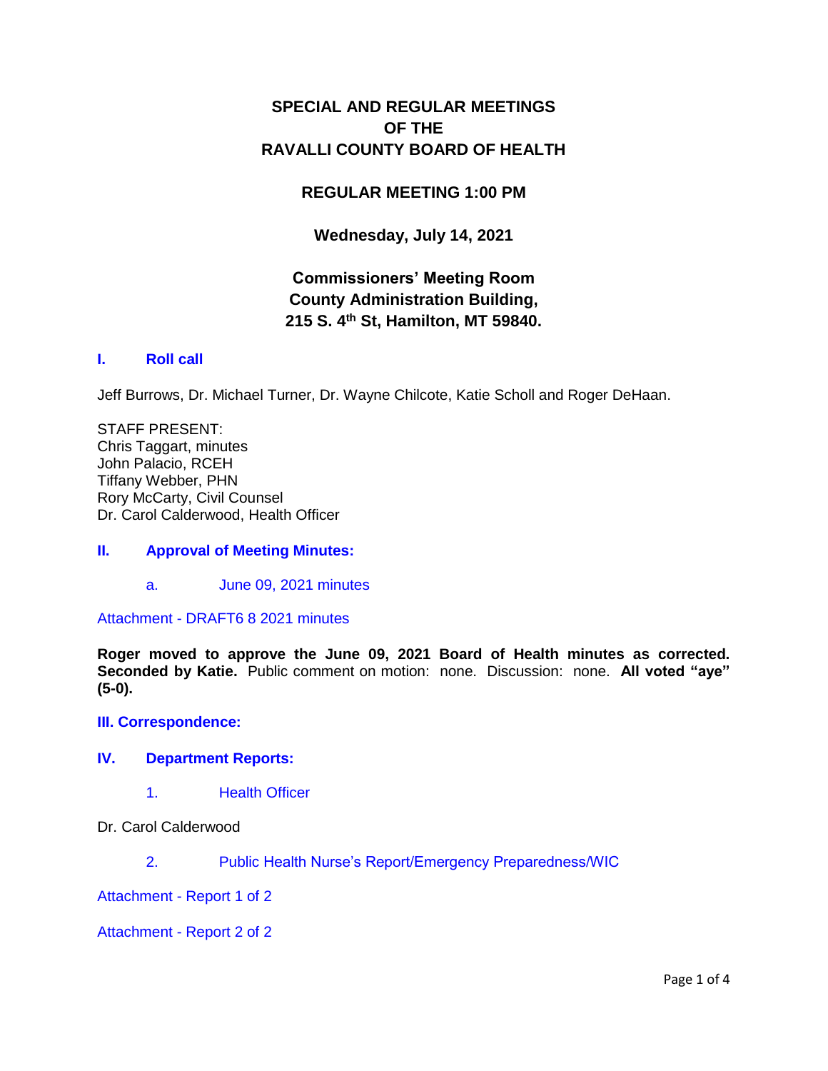# SPECIAL AND REGULAR MEETINGS OF THE RAVALLI COUNTY BOARD OF HEALTH

## REGULAR MEETING 1:00 PM

### Wednesday, July 14, 2021

### Commissioners' Meeting Room
### County Administration Building,
### 215 S. 4th St, Hamilton, MT 59840.

## I. Roll call

Jeff Burrows, Dr. Michael Turner, Dr. Wayne Chilcote, Katie Scholl and Roger DeHaan.

STAFF PRESENT:
Chris Taggart, minutes
John Palacio, RCEH
Tiffany Webber, PHN
Rory McCarty, Civil Counsel
Dr. Carol Calderwood, Health Officer

## II. Approval of Meeting Minutes:

a. June 09, 2021 minutes

Attachment - DRAFT6 8 2021 minutes

**Roger moved to approve the June 09, 2021 Board of Health minutes as corrected. Seconded by Katie.** Public comment on motion: none. Discussion: none. **All voted "aye" (5-0).**

## III. Correspondence:

## IV. Department Reports:

1. Health Officer

Dr. Carol Calderwood

2. Public Health Nurse's Report/Emergency Preparedness/WIC

Attachment - Report 1 of 2

Attachment - Report 2 of 2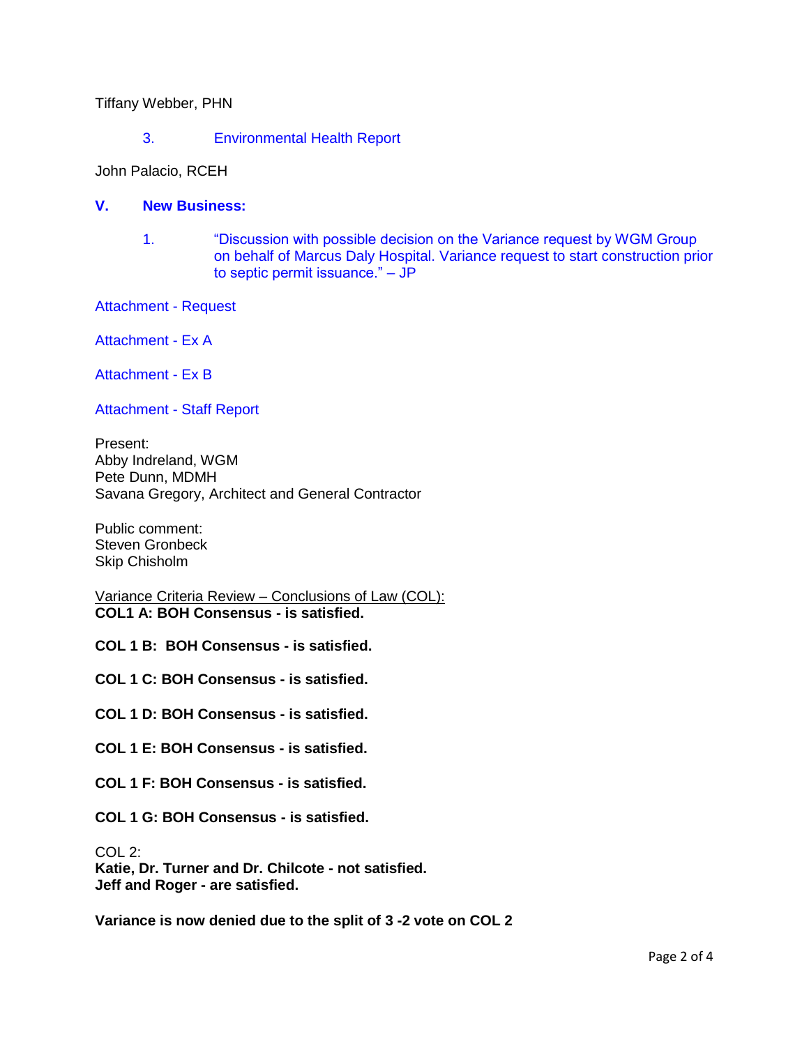Tiffany Webber, PHN

3. Environmental Health Report

John Palacio, RCEH

## V. New Business:

1. "Discussion with possible decision on the Variance request by WGM Group on behalf of Marcus Daly Hospital. Variance request to start construction prior to septic permit issuance." – JP

Attachment - Request

Attachment - Ex A

Attachment - Ex B

Attachment - Staff Report

Present:
Abby Indreland, WGM
Pete Dunn, MDMH
Savana Gregory, Architect and General Contractor

Public comment:
Steven Gronbeck
Skip Chisholm

Variance Criteria Review – Conclusions of Law (COL):
**COL1 A: BOH Consensus - is satisfied.**

**COL 1 B: BOH Consensus - is satisfied.**

**COL 1 C: BOH Consensus - is satisfied.**

**COL 1 D: BOH Consensus - is satisfied.**

**COL 1 E: BOH Consensus - is satisfied.**

**COL 1 F: BOH Consensus - is satisfied.**

**COL 1 G: BOH Consensus - is satisfied.**

COL 2:
**Katie, Dr. Turner and Dr. Chilcote - not satisfied.**
**Jeff and Roger - are satisfied.**

**Variance is now denied due to the split of 3 -2 vote on COL 2**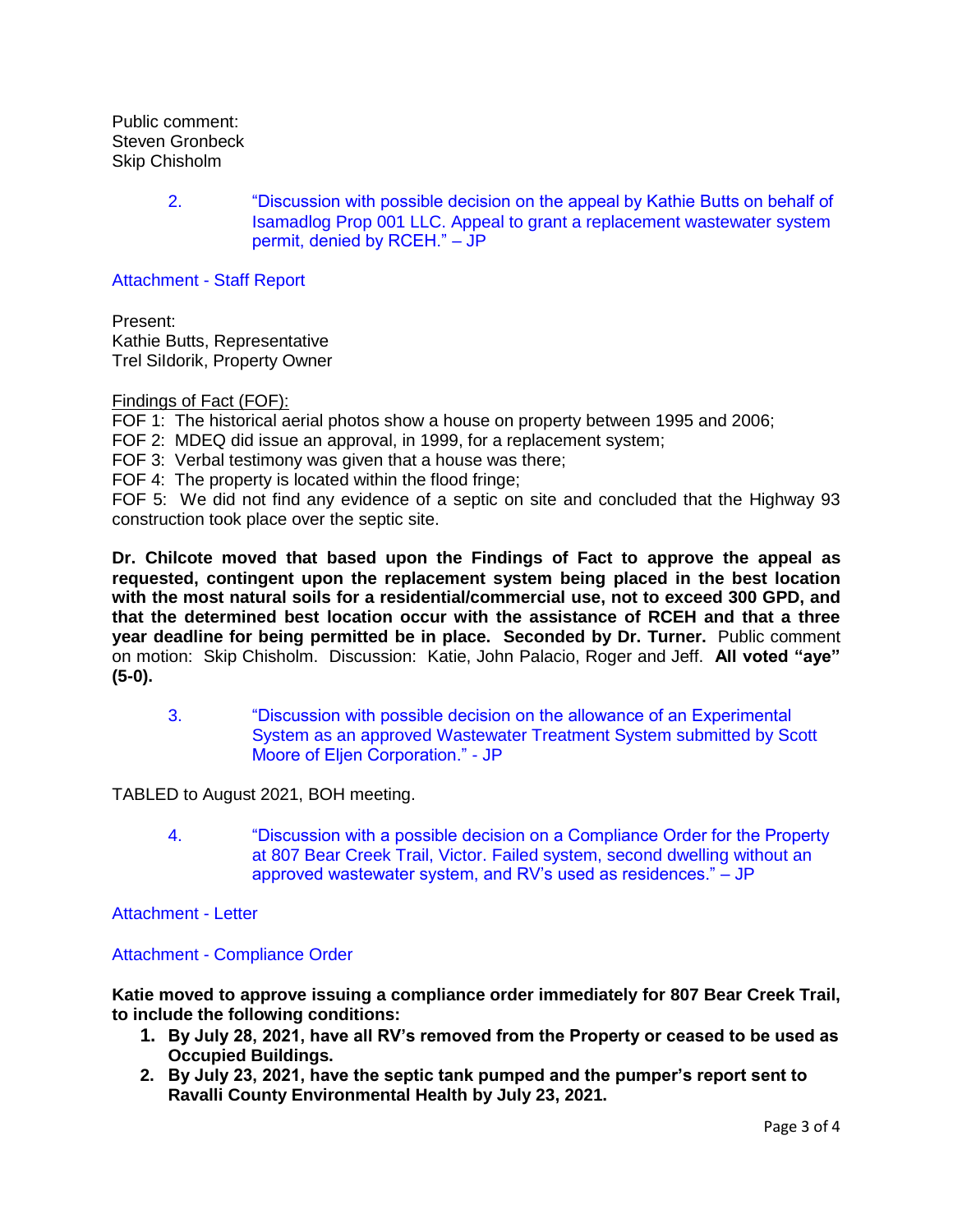Public comment:
Steven Gronbeck
Skip Chisholm

2. "Discussion with possible decision on the appeal by Kathie Butts on behalf of Isamadlog Prop 001 LLC. Appeal to grant a replacement wastewater system permit, denied by RCEH." – JP

Attachment - Staff Report

Present:
Kathie Butts, Representative
Trel Sildorik, Property Owner

Findings of Fact (FOF):

FOF 1: The historical aerial photos show a house on property between 1995 and 2006;
FOF 2: MDEQ did issue an approval, in 1999, for a replacement system;
FOF 3: Verbal testimony was given that a house was there;
FOF 4: The property is located within the flood fringe;
FOF 5: We did not find any evidence of a septic on site and concluded that the Highway 93 construction took place over the septic site.

**Dr. Chilcote moved that based upon the Findings of Fact to approve the appeal as requested, contingent upon the replacement system being placed in the best location with the most natural soils for a residential/commercial use, not to exceed 300 GPD, and that the determined best location occur with the assistance of RCEH and that a three year deadline for being permitted be in place. Seconded by Dr. Turner.** Public comment on motion: Skip Chisholm. Discussion: Katie, John Palacio, Roger and Jeff. **All voted "aye" (5-0).**

3. "Discussion with possible decision on the allowance of an Experimental System as an approved Wastewater Treatment System submitted by Scott Moore of Eljen Corporation." - JP

TABLED to August 2021, BOH meeting.

4. "Discussion with a possible decision on a Compliance Order for the Property at 807 Bear Creek Trail, Victor. Failed system, second dwelling without an approved wastewater system, and RV's used as residences." – JP

Attachment - Letter

Attachment - Compliance Order

**Katie moved to approve issuing a compliance order immediately for 807 Bear Creek Trail, to include the following conditions:**

1. **By July 28, 2021, have all RV's removed from the Property or ceased to be used as Occupied Buildings.**
2. **By July 23, 2021, have the septic tank pumped and the pumper's report sent to Ravalli County Environmental Health by July 23, 2021.**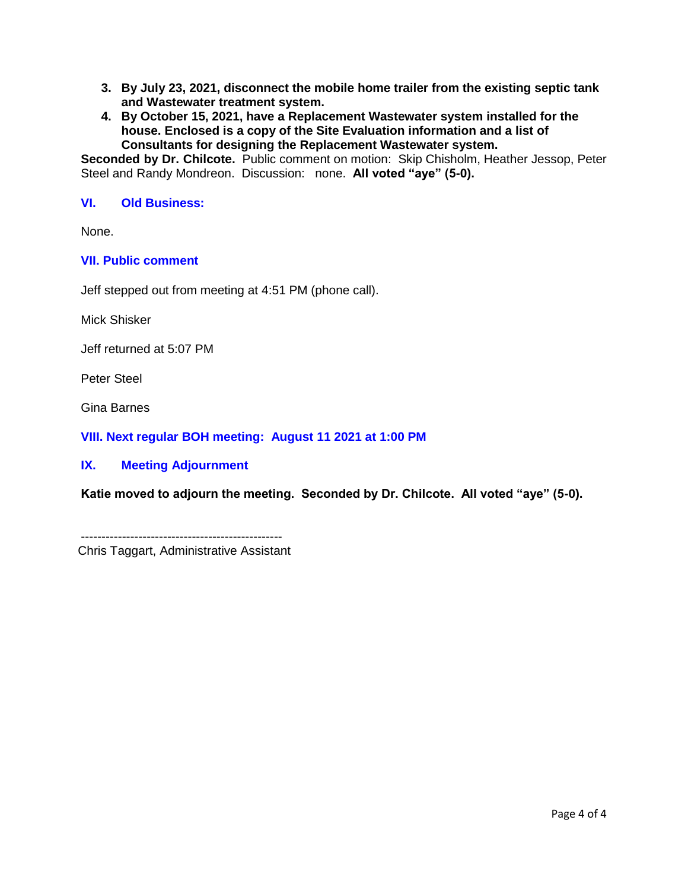3. **By July 23, 2021, disconnect the mobile home trailer from the existing septic tank and Wastewater treatment system.**
4. **By October 15, 2021, have a Replacement Wastewater system installed for the house. Enclosed is a copy of the Site Evaluation information and a list of Consultants for designing the Replacement Wastewater system.**

**Seconded by Dr. Chilcote.** Public comment on motion: Skip Chisholm, Heather Jessop, Peter Steel and Randy Mondreon. Discussion: none. **All voted "aye" (5-0).**

## VI. Old Business:

None.

## VII. Public comment

Jeff stepped out from meeting at 4:51 PM (phone call).

Mick Shisker

Jeff returned at 5:07 PM

Peter Steel

Gina Barnes

## VIII. Next regular BOH meeting: August 11 2021 at 1:00 PM

## IX. Meeting Adjournment

**Katie moved to adjourn the meeting. Seconded by Dr. Chilcote. All voted "aye" (5-0).**

-------------------------------------------------

Chris Taggart, Administrative Assistant